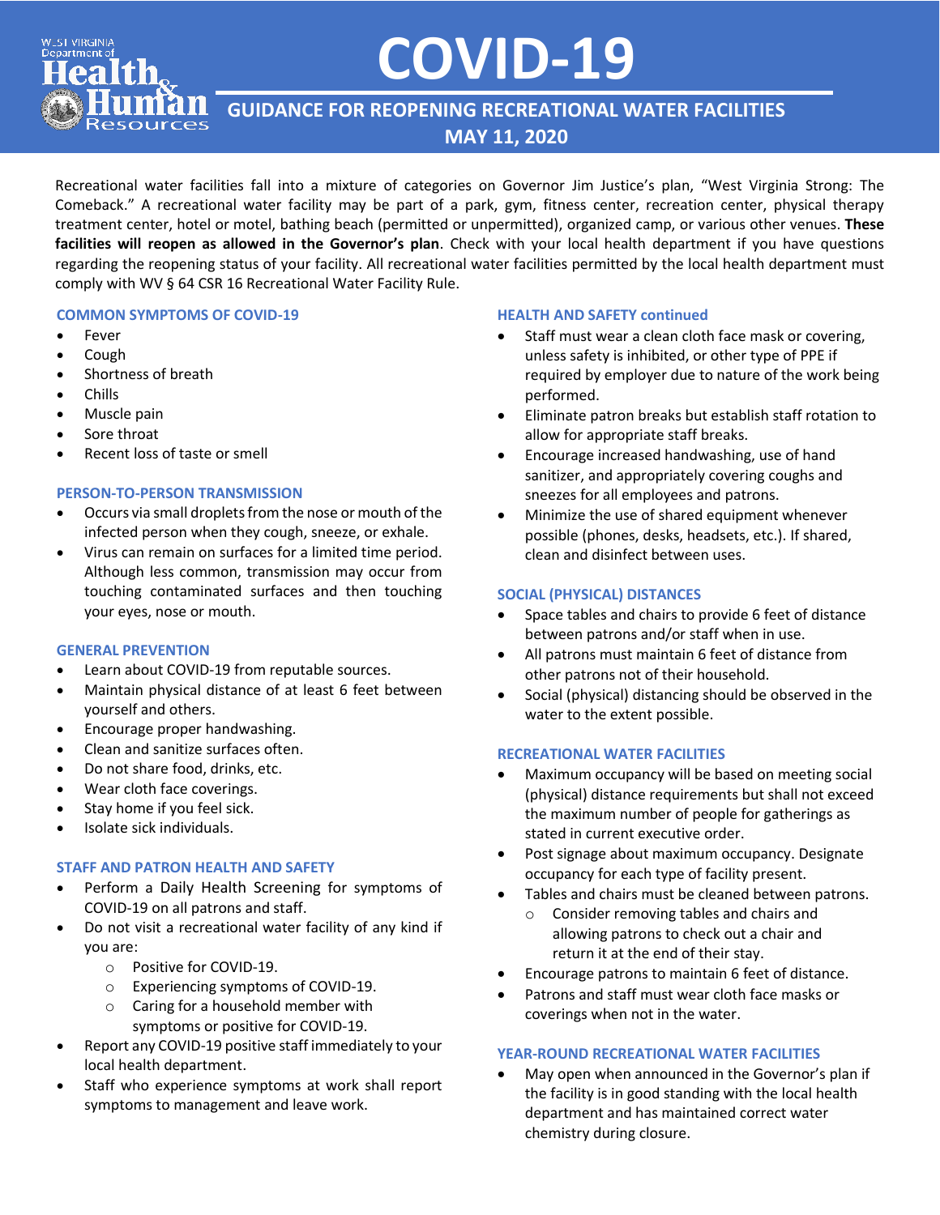# COVID-19

## GUIDANCE FOR REOPENING RECREATIONAL WATER FACILITIES

## MAY 11, 2020

Recreational water facilities fall into a mixture of categories on Governor Jim Justice's plan, "West Virginia Strong: The Comeback." A recreational water facility may be part of a park, gym, fitness center, recreation center, physical therapy treatment center, hotel or motel, bathing beach (permitted or unpermitted), organized camp, or various other venues. **These facilities will reopen as allowed in the Governor's plan**. Check with your local health department if you have questions regarding the reopening status of your facility. All recreational water facilities permitted by the local health department must comply with WV § 64 CSR 16 Recreational Water Facility Rule.

### COMMON SYMPTOMS OF COVID-19

- Fever
- Cough
- Shortness of breath
- Chills
- Muscle pain
- Sore throat
- Recent loss of taste or smell

### PERSON-TO-PERSON TRANSMISSION

- Occurs via small droplets from the nose or mouth of the infected person when they cough, sneeze, or exhale.
- Virus can remain on surfaces for a limited time period. Although less common, transmission may occur from touching contaminated surfaces and then touching your eyes, nose or mouth.

### GENERAL PREVENTION

- Learn about COVID-19 from reputable sources.
- Maintain physical distance of at least 6 feet between yourself and others.
- Encourage proper handwashing.
- Clean and sanitize surfaces often.
- Do not share food, drinks, etc.
- Wear cloth face coverings.
- Stay home if you feel sick.
- Isolate sick individuals.

### STAFF AND PATRON HEALTH AND SAFETY

- Perform a Daily Health Screening for symptoms of COVID-19 on all patrons and staff.
- Do not visit a recreational water facility of any kind if you are:
  - Positive for COVID-19.
  - Experiencing symptoms of COVID-19.
  - Caring for a household member with symptoms or positive for COVID-19.
- Report any COVID-19 positive staff immediately to your local health department.
- Staff who experience symptoms at work shall report symptoms to management and leave work.

### HEALTH AND SAFETY continued

- Staff must wear a clean cloth face mask or covering, unless safety is inhibited, or other type of PPE if required by employer due to nature of the work being performed.
- Eliminate patron breaks but establish staff rotation to allow for appropriate staff breaks.
- Encourage increased handwashing, use of hand sanitizer, and appropriately covering coughs and sneezes for all employees and patrons.
- Minimize the use of shared equipment whenever possible (phones, desks, headsets, etc.). If shared, clean and disinfect between uses.

### SOCIAL (PHYSICAL) DISTANCES

- Space tables and chairs to provide 6 feet of distance between patrons and/or staff when in use.
- All patrons must maintain 6 feet of distance from other patrons not of their household.
- Social (physical) distancing should be observed in the water to the extent possible.

### RECREATIONAL WATER FACILITIES

- Maximum occupancy will be based on meeting social (physical) distance requirements but shall not exceed the maximum number of people for gatherings as stated in current executive order.
- Post signage about maximum occupancy. Designate occupancy for each type of facility present.
- Tables and chairs must be cleaned between patrons.
  - Consider removing tables and chairs and allowing patrons to check out a chair and return it at the end of their stay.
- Encourage patrons to maintain 6 feet of distance.
- Patrons and staff must wear cloth face masks or coverings when not in the water.

### YEAR-ROUND RECREATIONAL WATER FACILITIES

- May open when announced in the Governor's plan if the facility is in good standing with the local health department and has maintained correct water chemistry during closure.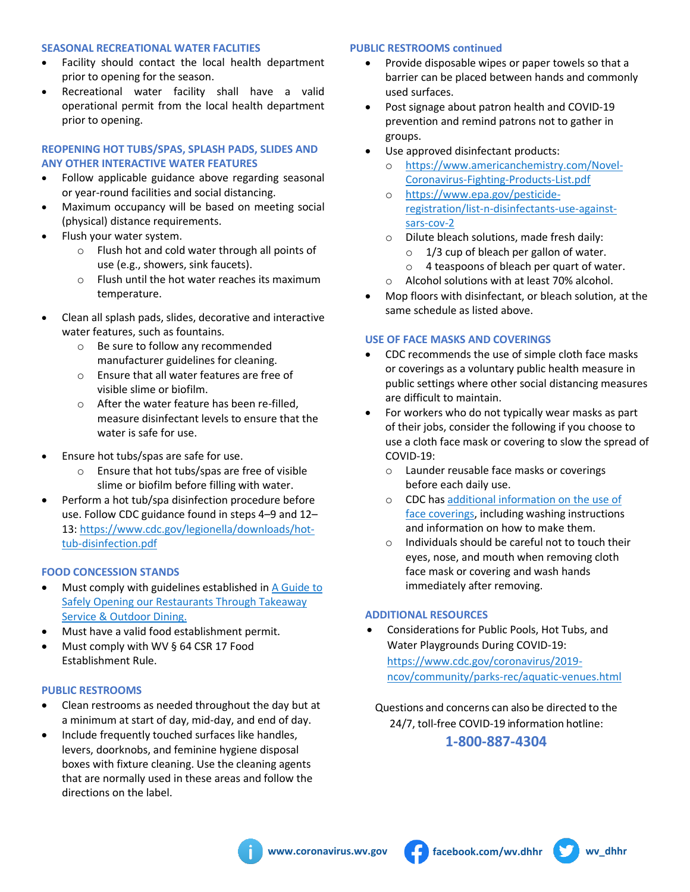## SEASONAL RECREATIONAL WATER FACLITIES

- Facility should contact the local health department prior to opening for the season.
- Recreational water facility shall have a valid operational permit from the local health department prior to opening.

## REOPENING HOT TUBS/SPAS, SPLASH PADS, SLIDES AND ANY OTHER INTERACTIVE WATER FEATURES

- Follow applicable guidance above regarding seasonal or year-round facilities and social distancing.
- Maximum occupancy will be based on meeting social (physical) distance requirements.
- Flush your water system.
  - Flush hot and cold water through all points of use (e.g., showers, sink faucets).
  - Flush until the hot water reaches its maximum temperature.
- Clean all splash pads, slides, decorative and interactive water features, such as fountains.
  - Be sure to follow any recommended manufacturer guidelines for cleaning.
  - Ensure that all water features are free of visible slime or biofilm.
  - After the water feature has been re-filled, measure disinfectant levels to ensure that the water is safe for use.
- Ensure hot tubs/spas are safe for use.
  - Ensure that hot tubs/spas are free of visible slime or biofilm before filling with water.
- Perform a hot tub/spa disinfection procedure before use. Follow CDC guidance found in steps 4–9 and 12–13: https://www.cdc.gov/legionella/downloads/hot-tub-disinfection.pdf

## FOOD CONCESSION STANDS

- Must comply with guidelines established in A Guide to Safely Opening our Restaurants Through Takeaway Service & Outdoor Dining.
- Must have a valid food establishment permit.
- Must comply with WV § 64 CSR 17 Food Establishment Rule.

## PUBLIC RESTROOMS

- Clean restrooms as needed throughout the day but at a minimum at start of day, mid-day, and end of day.
- Include frequently touched surfaces like handles, levers, doorknobs, and feminine hygiene disposal boxes with fixture cleaning. Use the cleaning agents that are normally used in these areas and follow the directions on the label.

## PUBLIC RESTROOMS continued

- Provide disposable wipes or paper towels so that a barrier can be placed between hands and commonly used surfaces.
- Post signage about patron health and COVID-19 prevention and remind patrons not to gather in groups.
- Use approved disinfectant products:
  - https://www.americanchemistry.com/Novel-Coronavirus-Fighting-Products-List.pdf
  - https://www.epa.gov/pesticide-registration/list-n-disinfectants-use-against-sars-cov-2
  - Dilute bleach solutions, made fresh daily:
    - 1/3 cup of bleach per gallon of water.
    - 4 teaspoons of bleach per quart of water.
  - Alcohol solutions with at least 70% alcohol.
- Mop floors with disinfectant, or bleach solution, at the same schedule as listed above.

## USE OF FACE MASKS AND COVERINGS

- CDC recommends the use of simple cloth face masks or coverings as a voluntary public health measure in public settings where other social distancing measures are difficult to maintain.
- For workers who do not typically wear masks as part of their jobs, consider the following if you choose to use a cloth face mask or covering to slow the spread of COVID-19:
  - Launder reusable face masks or coverings before each daily use.
  - CDC has additional information on the use of face coverings, including washing instructions and information on how to make them.
  - Individuals should be careful not to touch their eyes, nose, and mouth when removing cloth face mask or covering and wash hands immediately after removing.

## ADDITIONAL RESOURCES

- Considerations for Public Pools, Hot Tubs, and Water Playgrounds During COVID-19: https://www.cdc.gov/coronavirus/2019-ncov/community/parks-rec/aquatic-venues.html

Questions and concerns can also be directed to the 24/7, toll-free COVID-19 information hotline:

**1-800-887-4304**

www.coronavirus.wv.gov facebook.com/wv.dhhr wv_dhhr